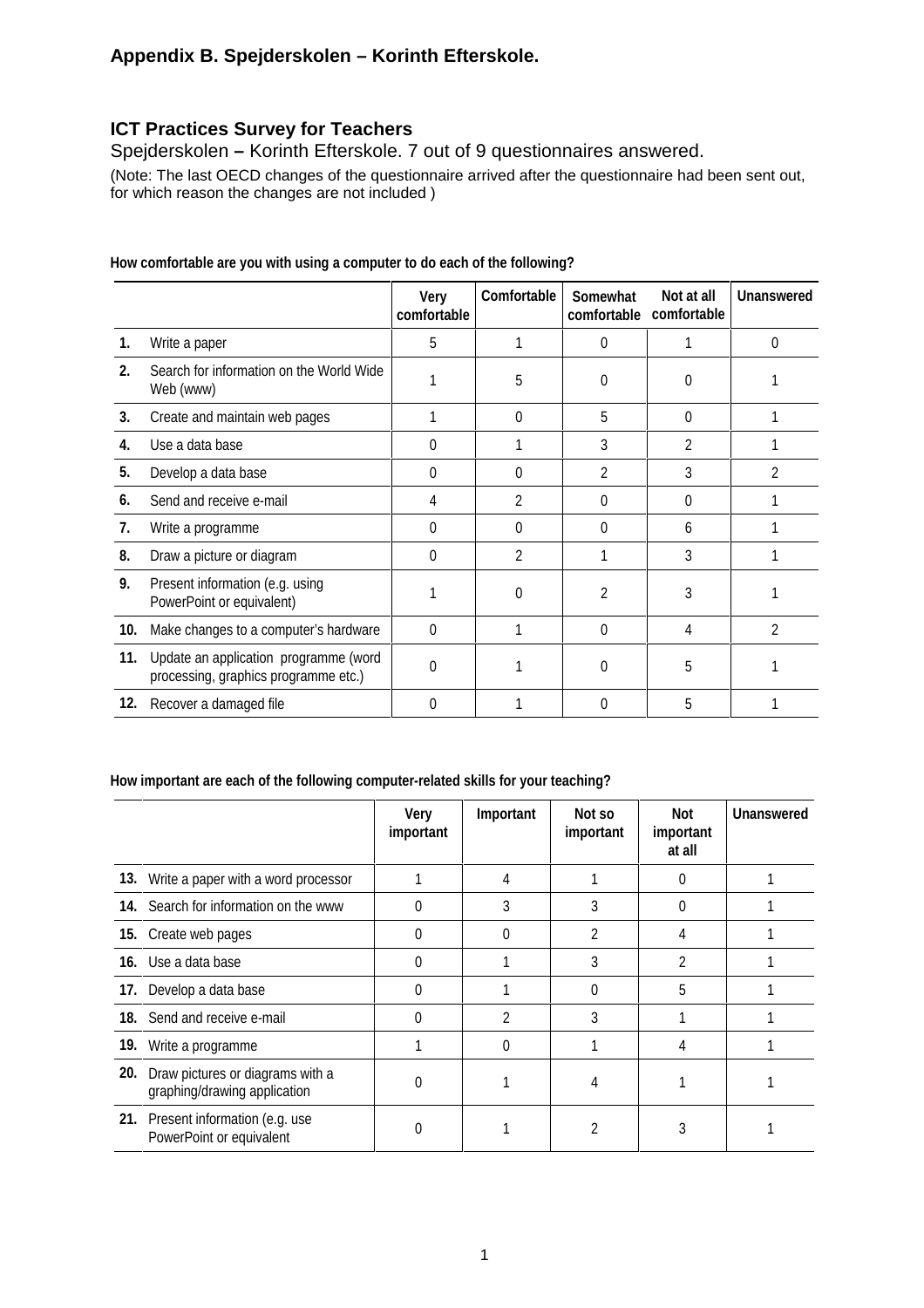## Appendix B. Spejderskolen – Korinth Efterskole.

### ICT Practices Survey for Teachers

Spejderskolen – Korinth Efterskole. 7 out of 9 questionnaires answered.

(Note: The last OECD changes of the questionnaire arrived after the questionnaire had been sent out, for which reason the changes are not included )

**How comfortable are you with using a computer to do each of the following?**

| | | Very comfortable | Comfortable | Somewhat comfortable | Not at all comfortable | Unanswered |
|---|---|---|---|---|---|---|
| **1.** | Write a paper | 5 | 1 | 0 | 1 | 0 |
| **2.** | Search for information on the World Wide Web (www) | 1 | 5 | 0 | 0 | 1 |
| **3.** | Create and maintain web pages | 1 | 0 | 5 | 0 | 1 |
| **4.** | Use a data base | 0 | 1 | 3 | 2 | 1 |
| **5.** | Develop a data base | 0 | 0 | 2 | 3 | 2 |
| **6.** | Send and receive e-mail | 4 | 2 | 0 | 0 | 1 |
| **7.** | Write a programme | 0 | 0 | 0 | 6 | 1 |
| **8.** | Draw a picture or diagram | 0 | 2 | 1 | 3 | 1 |
| **9.** | Present information (e.g. using PowerPoint or equivalent) | 1 | 0 | 2 | 3 | 1 |
| **10.** | Make changes to a computer's hardware | 0 | 1 | 0 | 4 | 2 |
| **11.** | Update an application programme (word processing, graphics programme etc.) | 0 | 1 | 0 | 5 | 1 |
| **12.** | Recover a damaged file | 0 | 1 | 0 | 5 | 1 |

**How important are each of the following computer-related skills for your teaching?**

| | | Very important | Important | Not so important | Not important at all | Unanswered |
|---|---|---|---|---|---|---|
| **13.** | Write a paper with a word processor | 1 | 4 | 1 | 0 | 1 |
| **14.** | Search for information on the www | 0 | 3 | 3 | 0 | 1 |
| **15.** | Create web pages | 0 | 0 | 2 | 4 | 1 |
| **16.** | Use a data base | 0 | 1 | 3 | 2 | 1 |
| **17.** | Develop a data base | 0 | 1 | 0 | 5 | 1 |
| **18.** | Send and receive e-mail | 0 | 2 | 3 | 1 | 1 |
| **19.** | Write a programme | 1 | 0 | 1 | 4 | 1 |
| **20.** | Draw pictures or diagrams with a graphing/drawing application | 0 | 1 | 4 | 1 | 1 |
| **21.** | Present information (e.g. use PowerPoint or equivalent | 0 | 1 | 2 | 3 | 1 |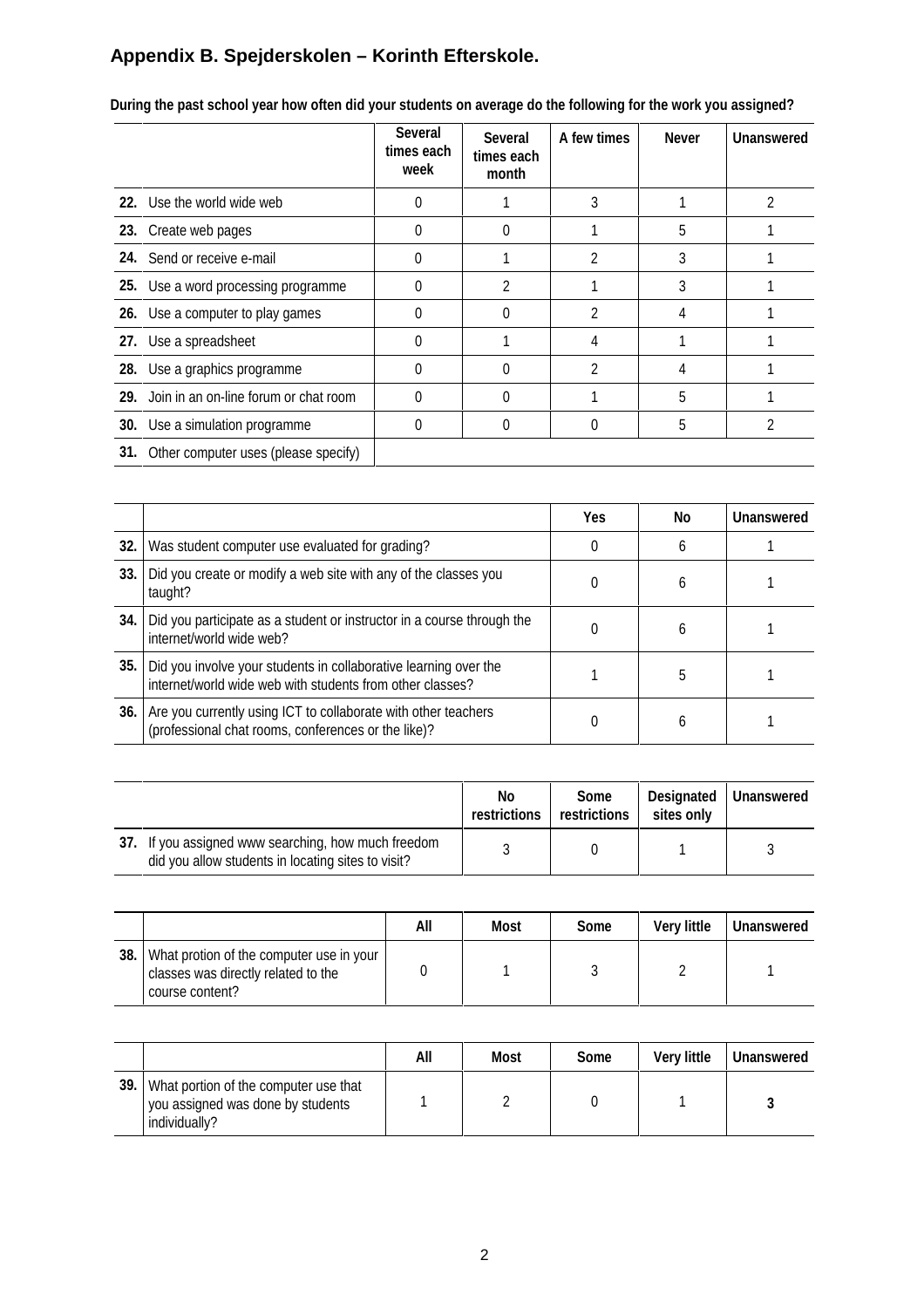## Appendix B. Spejderskolen – Korinth Efterskole.

**During the past school year how often did your students on average do the following for the work you assigned?**

| | | Several times each week | Several times each month | A few times | Never | Unanswered |
|---|---|---|---|---|---|---|
| **22.** | Use the world wide web | 0 | 1 | 3 | 1 | 2 |
| **23.** | Create web pages | 0 | 0 | 1 | 5 | 1 |
| **24.** | Send or receive e-mail | 0 | 1 | 2 | 3 | 1 |
| **25.** | Use a word processing programme | 0 | 2 | 1 | 3 | 1 |
| **26.** | Use a computer to play games | 0 | 0 | 2 | 4 | 1 |
| **27.** | Use a spreadsheet | 0 | 1 | 4 | 1 | 1 |
| **28.** | Use a graphics programme | 0 | 0 | 2 | 4 | 1 |
| **29.** | Join in an on-line forum or chat room | 0 | 0 | 1 | 5 | 1 |
| **30.** | Use a simulation programme | 0 | 0 | 0 | 5 | 2 |
| **31.** | Other computer uses (please specify) | | | | | |

| | | Yes | No | Unanswered |
|---|---|---|---|---|
| **32.** | Was student computer use evaluated for grading? | 0 | 6 | 1 |
| **33.** | Did you create or modify a web site with any of the classes you taught? | 0 | 6 | 1 |
| **34.** | Did you participate as a student or instructor in a course through the internet/world wide web? | 0 | 6 | 1 |
| **35.** | Did you involve your students in collaborative learning over the internet/world wide web with students from other classes? | 1 | 5 | 1 |
| **36.** | Are you currently using ICT to collaborate with other teachers (professional chat rooms, conferences or the like)? | 0 | 6 | 1 |

| | | No restrictions | Some restrictions | Designated sites only | Unanswered |
|---|---|---|---|---|---|
| **37.** | If you assigned www searching, how much freedom did you allow students in locating sites to visit? | 3 | 0 | 1 | 3 |

| | | All | Most | Some | Very little | Unanswered |
|---|---|---|---|---|---|---|
| **38.** | What protion of the computer use in your classes was directly related to the course content? | 0 | 1 | 3 | 2 | 1 |

| | | All | Most | Some | Very little | Unanswered |
|---|---|---|---|---|---|---|
| **39.** | What portion of the computer use that you assigned was done by students individually? | 1 | 2 | 0 | 1 | **3** |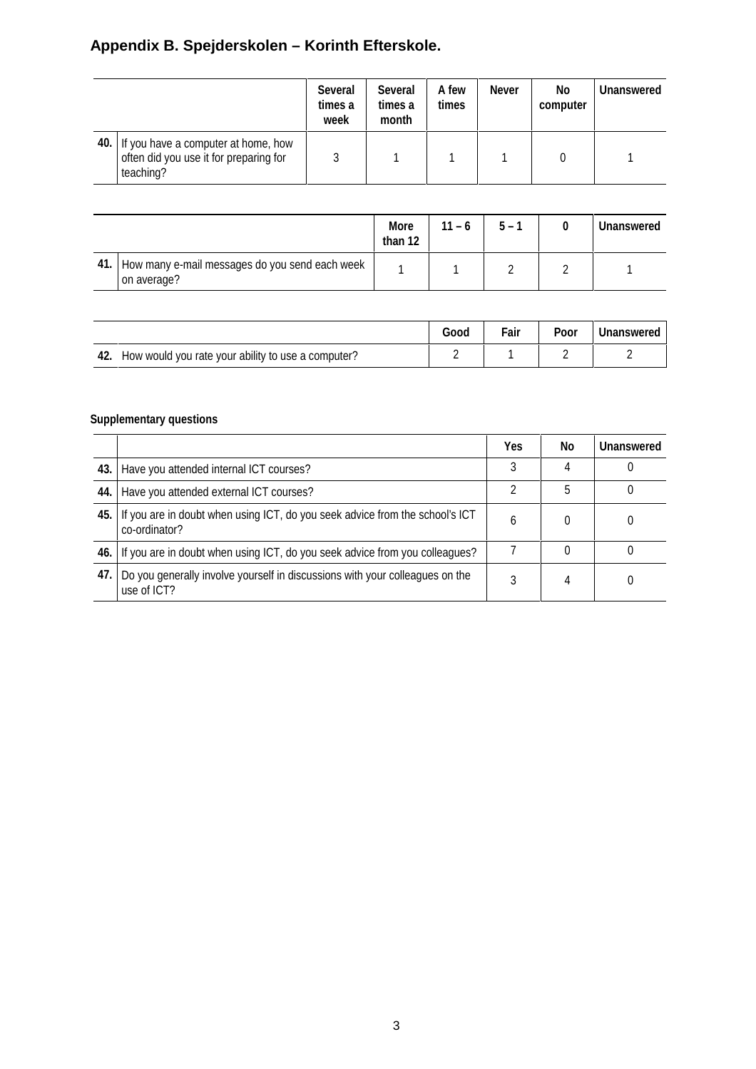## Appendix B. Spejderskolen – Korinth Efterskole.

| | | Several times a week | Several times a month | A few times | Never | No computer | Unanswered |
|---|---|---|---|---|---|---|---|
| 40. | If you have a computer at home, how often did you use it for preparing for teaching? | 3 | 1 | 1 | 1 | 0 | 1 |

| | | More than 12 | 11 – 6 | 5 – 1 | 0 | Unanswered |
|---|---|---|---|---|---|---|
| 41. | How many e-mail messages do you send each week on average? | 1 | 1 | 2 | 2 | 1 |

| | | Good | Fair | Poor | Unanswered |
|---|---|---|---|---|---|
| 42. | How would you rate your ability to use a computer? | 2 | 1 | 2 | 2 |

**Supplementary questions**

| | | Yes | No | Unanswered |
|---|---|---|---|---|
| 43. | Have you attended internal ICT courses? | 3 | 4 | 0 |
| 44. | Have you attended external ICT courses? | 2 | 5 | 0 |
| 45. | If you are in doubt when using ICT, do you seek advice from the school's ICT co-ordinator? | 6 | 0 | 0 |
| 46. | If you are in doubt when using ICT, do you seek advice from you colleagues? | 7 | 0 | 0 |
| 47. | Do you generally involve yourself in discussions with your colleagues on the use of ICT? | 3 | 4 | 0 |